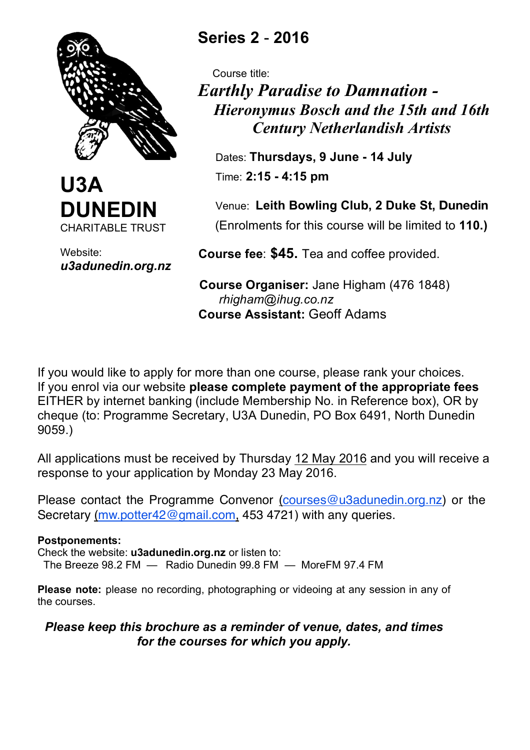# U3A DUNEDIN

CHARITABLE TRUST

Website:
***u3adunedin.org.nz***

## Series 2 - 2016

Course title:

***Earthly Paradise to Damnation - Hieronymus Bosch and the 15th and 16th Century Netherlandish Artists***

Dates: **Thursdays, 9 June - 14 July**

Time: **2:15 - 4:15 pm**

Venue: **Leith Bowling Club, 2 Duke St, Dunedin**

(Enrolments for this course will be limited to **110.)**

**Course fee**: **$45.** Tea and coffee provided.

**Course Organiser:** Jane Higham (476 1848)
*rhigham@ihug.co.nz*

**Course Assistant:** Geoff Adams

If you would like to apply for more than one course, please rank your choices.
If you enrol via our website **please complete payment of the appropriate fees** EITHER by internet banking (include Membership No. in Reference box), OR by cheque (to: Programme Secretary, U3A Dunedin, PO Box 6491, North Dunedin 9059.)

All applications must be received by Thursday 12 May 2016 and you will receive a response to your application by Monday 23 May 2016.

Please contact the Programme Convenor (courses@u3adunedin.org.nz) or the Secretary (mw.potter42@gmail.com, 453 4721) with any queries.

**Postponements:**
Check the website: **u3adunedin.org.nz** or listen to:
The Breeze 98.2 FM — Radio Dunedin 99.8 FM — MoreFM 97.4 FM

**Please note:** please no recording, photographing or videoing at any session in any of the courses.

***Please keep this brochure as a reminder of venue, dates, and times for the courses for which you apply.***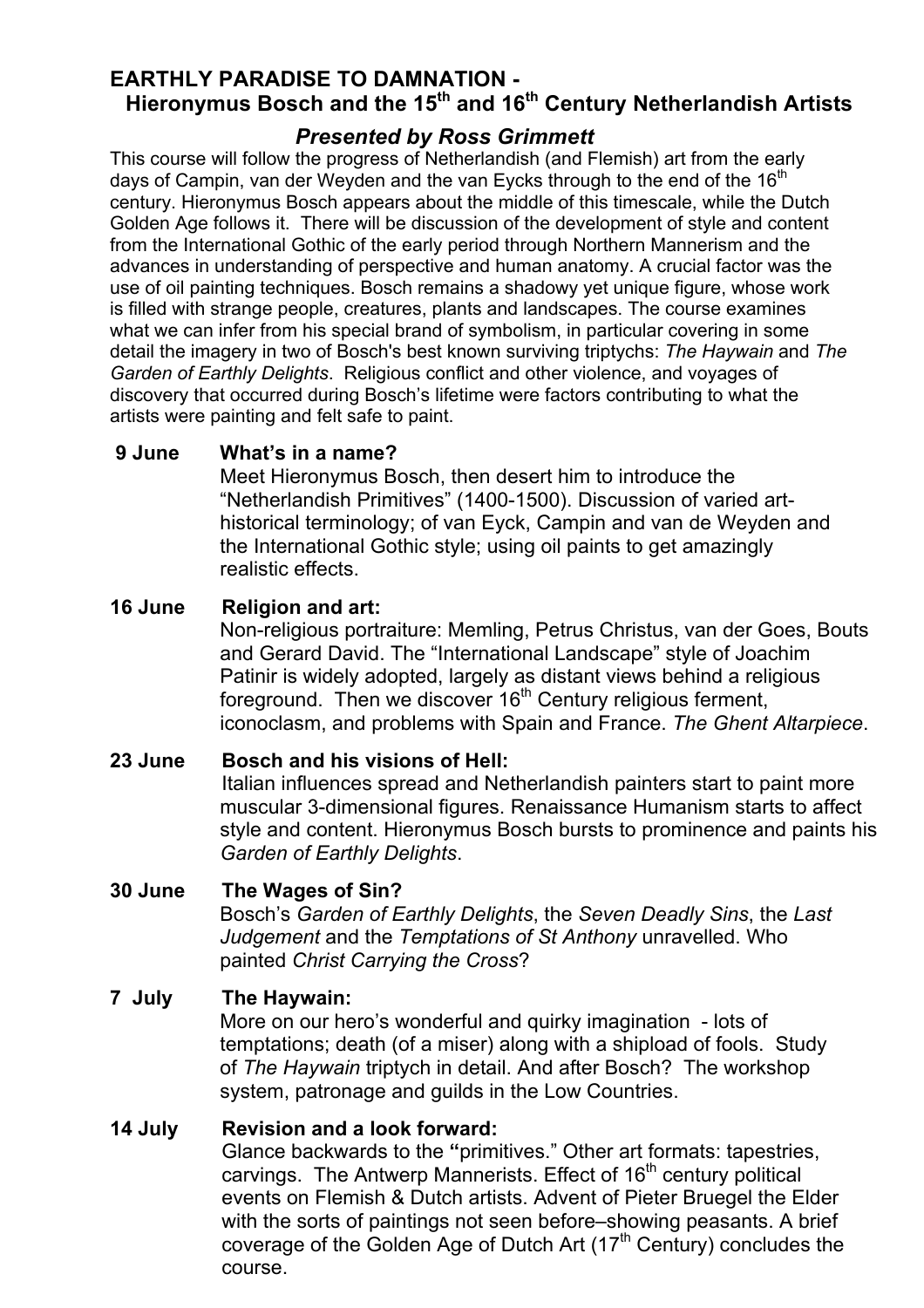## EARTHLY PARADISE TO DAMNATION - Hieronymus Bosch and the 15th and 16th Century Netherlandish Artists

### *Presented by Ross Grimmett*

This course will follow the progress of Netherlandish (and Flemish) art from the early days of Campin, van der Weyden and the van Eycks through to the end of the 16th century. Hieronymus Bosch appears about the middle of this timescale, while the Dutch Golden Age follows it. There will be discussion of the development of style and content from the International Gothic of the early period through Northern Mannerism and the advances in understanding of perspective and human anatomy. A crucial factor was the use of oil painting techniques. Bosch remains a shadowy yet unique figure, whose work is filled with strange people, creatures, plants and landscapes. The course examines what we can infer from his special brand of symbolism, in particular covering in some detail the imagery in two of Bosch's best known surviving triptychs: *The Haywain* and *The Garden of Earthly Delights*. Religious conflict and other violence, and voyages of discovery that occurred during Bosch's lifetime were factors contributing to what the artists were painting and felt safe to paint.

**9 June — What's in a name?**
Meet Hieronymus Bosch, then desert him to introduce the "Netherlandish Primitives" (1400-1500). Discussion of varied art-historical terminology; of van Eyck, Campin and van de Weyden and the International Gothic style; using oil paints to get amazingly realistic effects.

**16 June — Religion and art:**
Non-religious portraiture: Memling, Petrus Christus, van der Goes, Bouts and Gerard David. The "International Landscape" style of Joachim Patinir is widely adopted, largely as distant views behind a religious foreground. Then we discover 16th Century religious ferment, iconoclasm, and problems with Spain and France. *The Ghent Altarpiece*.

**23 June — Bosch and his visions of Hell:**
Italian influences spread and Netherlandish painters start to paint more muscular 3-dimensional figures. Renaissance Humanism starts to affect style and content. Hieronymus Bosch bursts to prominence and paints his *Garden of Earthly Delights*.

**30 June — The Wages of Sin?**
Bosch's *Garden of Earthly Delights*, the *Seven Deadly Sins*, the *Last Judgement* and the *Temptations of St Anthony* unravelled. Who painted *Christ Carrying the Cross*?

**7 July — The Haywain:**
More on our hero's wonderful and quirky imagination - lots of temptations; death (of a miser) along with a shipload of fools. Study of *The Haywain* triptych in detail. And after Bosch? The workshop system, patronage and guilds in the Low Countries.

**14 July — Revision and a look forward:**
Glance backwards to the **"**primitives." Other art formats: tapestries, carvings. The Antwerp Mannerists. Effect of 16th century political events on Flemish & Dutch artists. Advent of Pieter Bruegel the Elder with the sorts of paintings not seen before–showing peasants. A brief coverage of the Golden Age of Dutch Art (17th Century) concludes the course.